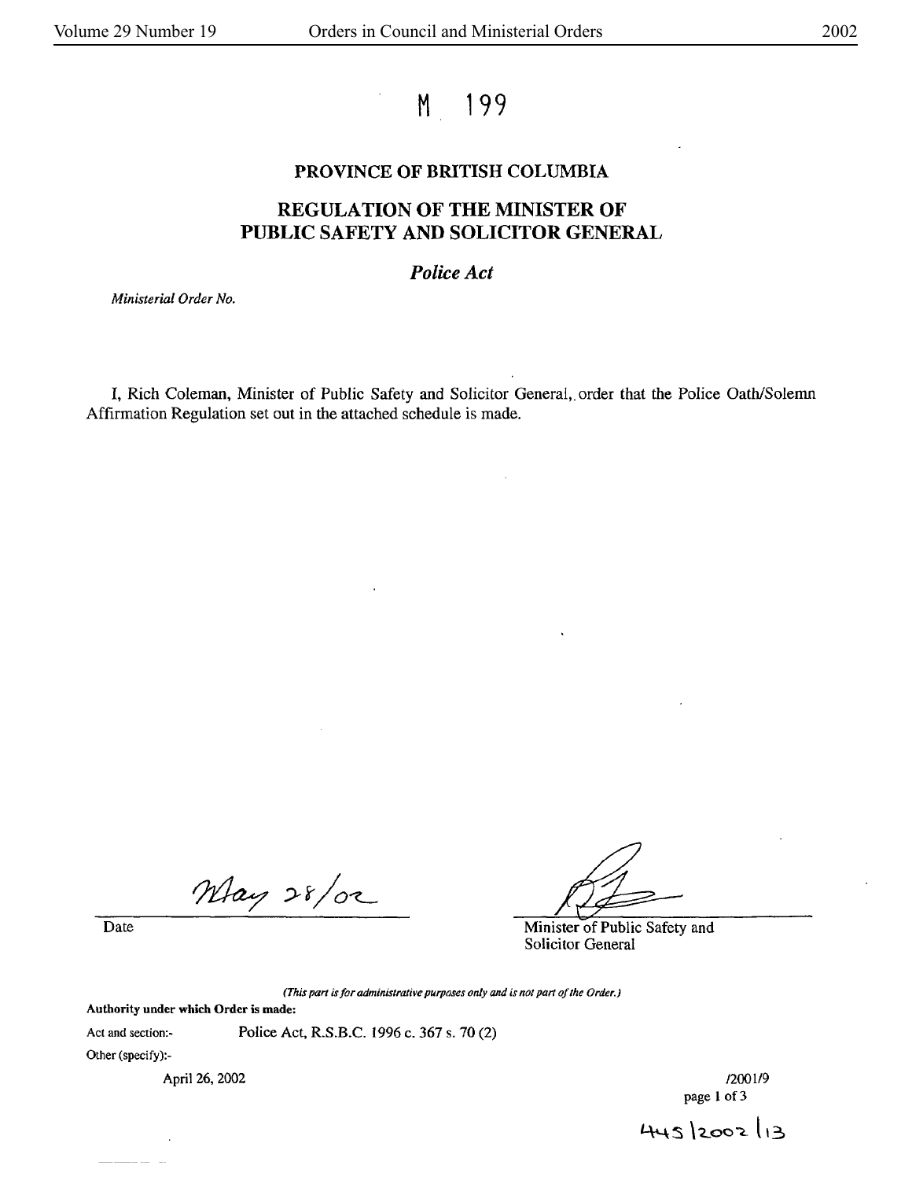# M 199

## PROVINCE OF BRITISH COLUMBIA

## REGULATION OF THE MINISTER OF PUBLIC SAFETY AND SOLICITOR GENERAL

### *Police Act*

*Ministerial Order No.*

I, Rich Coleman, Minister of Public Safety and Solicitor General, order that the Police Oath/Solemn Affirmation Regulation set out in the attached schedule is made.

May 28/02

Date

Minister of Public Safety and Solicitor General

*(This part is for administrative purposes only and is not part of the Order.)*

**Authority under which Order is made:**

Act and section:- Police Act, R.S.B.C. 1996 c. 367 s. 70 (2)

Other (specify):-

April 26, 2002

/2001/9

445/2002/13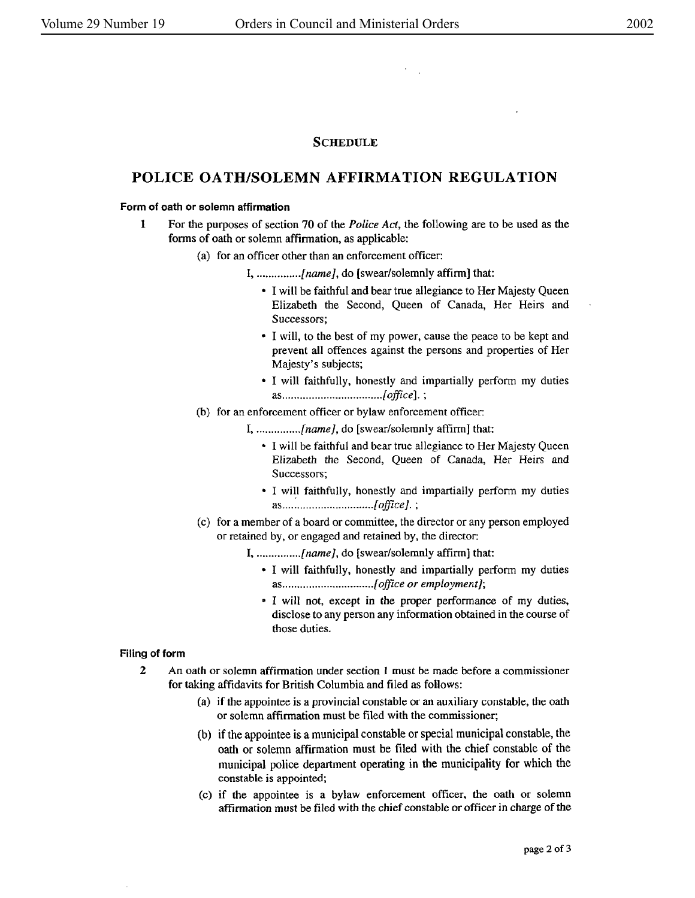**SCHEDULE**

# POLICE OATH/SOLEMN AFFIRMATION REGULATION

### Form of oath or solemn affirmation

1 For the purposes of section 70 of the *Police Act*, the following are to be used as the forms of oath or solemn affirmation, as applicable:

(a) for an officer other than an enforcement officer:

I, ...............*[name]*, do [swear/solemnly affirm] that:

- I will be faithful and bear true allegiance to Her Majesty Queen Elizabeth the Second, Queen of Canada, Her Heirs and Successors;
- I will, to the best of my power, cause the peace to be kept and prevent all offences against the persons and properties of Her Majesty's subjects;
- I will faithfully, honestly and impartially perform my duties as..................................*[office]*. ;

(b) for an enforcement officer or bylaw enforcement officer:

I, ...............*[name]*, do [swear/solemnly affirm] that:

- I will be faithful and bear true allegiance to Her Majesty Queen Elizabeth the Second, Queen of Canada, Her Heirs and Successors;
- I will faithfully, honestly and impartially perform my duties as...............................*[office]*. ;

(c) for a member of a board or committee, the director or any person employed or retained by, or engaged and retained by, the director:

I, ...............*[name]*, do [swear/solemnly affirm] that:

- I will faithfully, honestly and impartially perform my duties as..............................*[office or employment]*;
- I will not, except in the proper performance of my duties, disclose to any person any information obtained in the course of those duties.

### Filing of form

2 An oath or solemn affirmation under section 1 must be made before a commissioner for taking affidavits for British Columbia and filed as follows:

(a) if the appointee is a provincial constable or an auxiliary constable, the oath or solemn affirmation must be filed with the commissioner;

(b) if the appointee is a municipal constable or special municipal constable, the oath or solemn affirmation must be filed with the chief constable of the municipal police department operating in the municipality for which the constable is appointed;

(c) if the appointee is a bylaw enforcement officer, the oath or solemn affirmation must be filed with the chief constable or officer in charge of the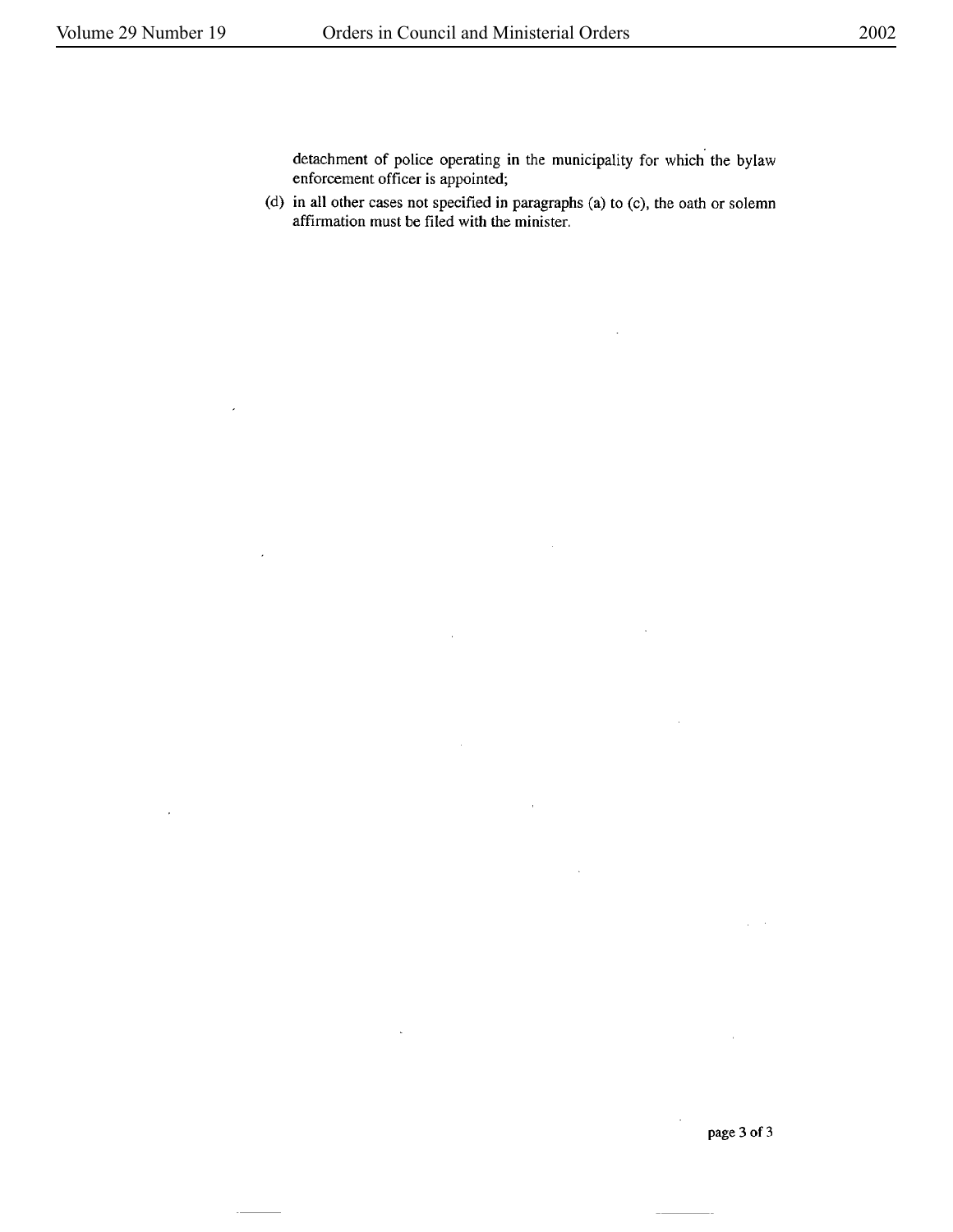detachment of police operating in the municipality for which the bylaw enforcement officer is appointed;

(d) in all other cases not specified in paragraphs (a) to (c), the oath or solemn affirmation must be filed with the minister.